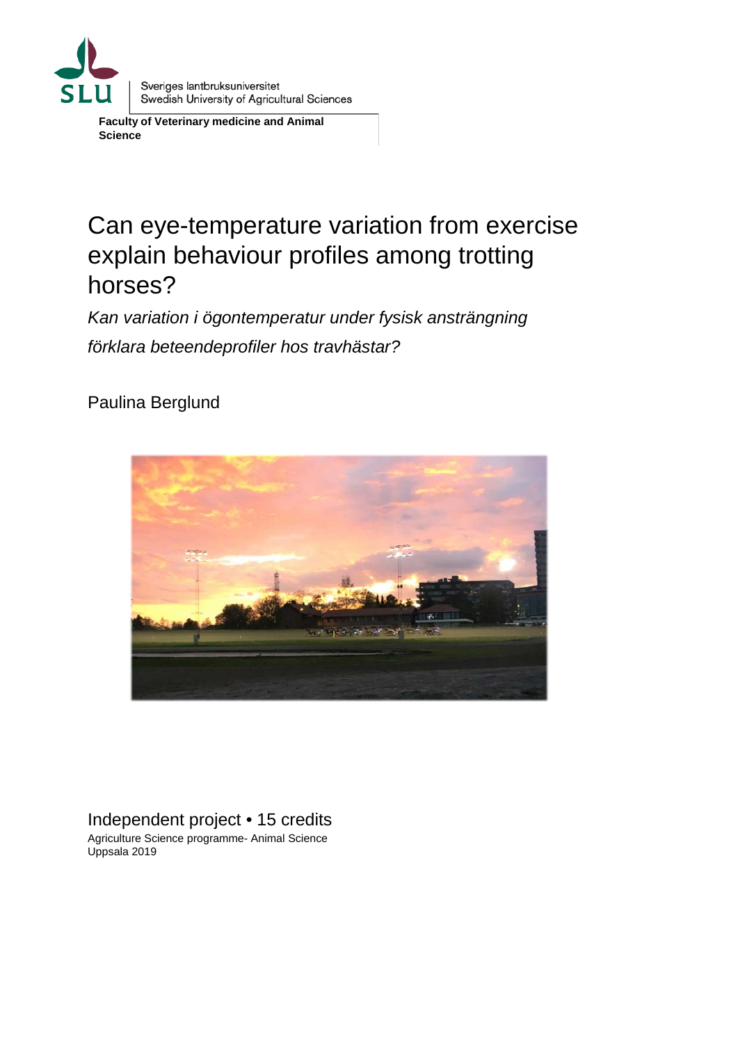Sveriges lantbruksuniversitet
Swedish University of Agricultural Sciences

**Faculty of Veterinary medicine and Animal Science**

# Can eye-temperature variation from exercise explain behaviour profiles among trotting horses?

*Kan variation i ögontemperatur under fysisk ansträngning förklara beteendeprofiler hos travhästar?*

Paulina Berglund

Independent project • 15 credits
Agriculture Science programme- Animal Science
Uppsala 2019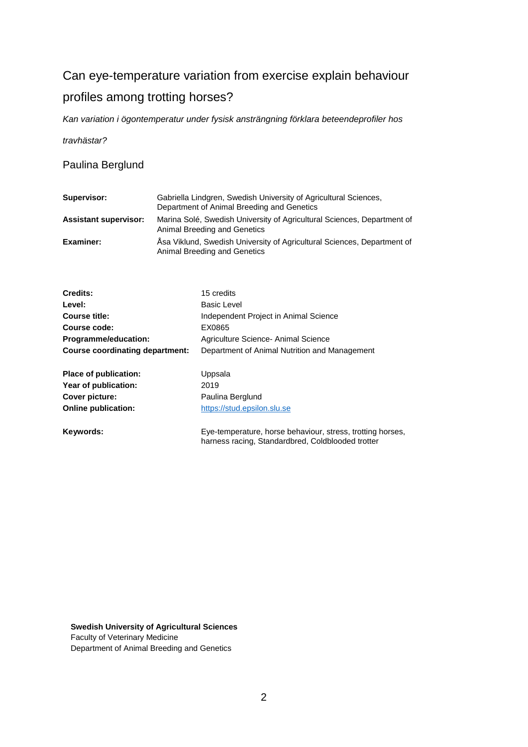# Can eye-temperature variation from exercise explain behaviour profiles among trotting horses?

*Kan variation i ögontemperatur under fysisk ansträngning förklara beteendeprofiler hos travhästar?*

Paulina Berglund

| | |
|---|---|
| **Supervisor:** | Gabriella Lindgren, Swedish University of Agricultural Sciences, Department of Animal Breeding and Genetics |
| **Assistant supervisor:** | Marina Solé, Swedish University of Agricultural Sciences, Department of Animal Breeding and Genetics |
| **Examiner:** | Åsa Viklund, Swedish University of Agricultural Sciences, Department of Animal Breeding and Genetics |

| | |
|---|---|
| **Credits:** | 15 credits |
| **Level:** | Basic Level |
| **Course title:** | Independent Project in Animal Science |
| **Course code:** | EX0865 |
| **Programme/education:** | Agriculture Science- Animal Science |
| **Course coordinating department:** | Department of Animal Nutrition and Management |
| **Place of publication:** | Uppsala |
| **Year of publication:** | 2019 |
| **Cover picture:** | Paulina Berglund |
| **Online publication:** | https://stud.epsilon.slu.se |
| **Keywords:** | Eye-temperature, horse behaviour, stress, trotting horses, harness racing, Standardbred, Coldblooded trotter |

**Swedish University of Agricultural Sciences**
Faculty of Veterinary Medicine
Department of Animal Breeding and Genetics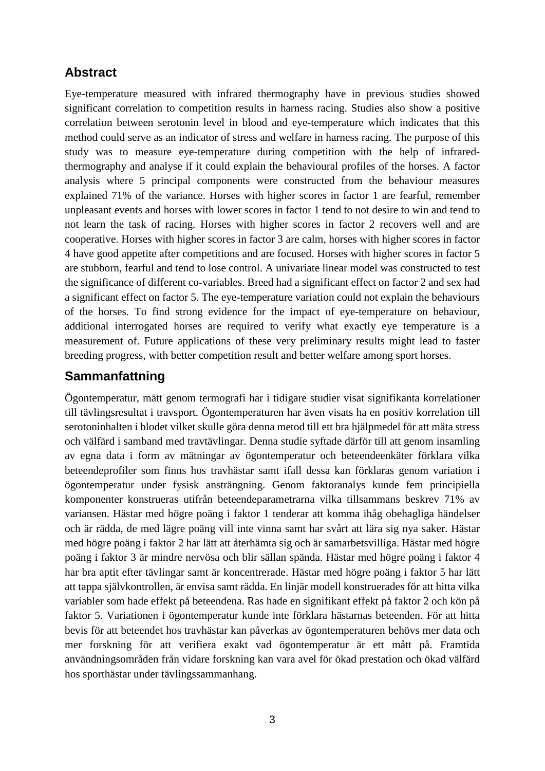## Abstract

Eye-temperature measured with infrared thermography have in previous studies showed significant correlation to competition results in harness racing. Studies also show a positive correlation between serotonin level in blood and eye-temperature which indicates that this method could serve as an indicator of stress and welfare in harness racing. The purpose of this study was to measure eye-temperature during competition with the help of infrared-thermography and analyse if it could explain the behavioural profiles of the horses. A factor analysis where 5 principal components were constructed from the behaviour measures explained 71% of the variance. Horses with higher scores in factor 1 are fearful, remember unpleasant events and horses with lower scores in factor 1 tend to not desire to win and tend to not learn the task of racing. Horses with higher scores in factor 2 recovers well and are cooperative. Horses with higher scores in factor 3 are calm, horses with higher scores in factor 4 have good appetite after competitions and are focused. Horses with higher scores in factor 5 are stubborn, fearful and tend to lose control. A univariate linear model was constructed to test the significance of different co-variables. Breed had a significant effect on factor 2 and sex had a significant effect on factor 5. The eye-temperature variation could not explain the behaviours of the horses. To find strong evidence for the impact of eye-temperature on behaviour, additional interrogated horses are required to verify what exactly eye temperature is a measurement of. Future applications of these very preliminary results might lead to faster breeding progress, with better competition result and better welfare among sport horses.

## Sammanfattning

Ögontemperatur, mätt genom termografi har i tidigare studier visat signifikanta korrelationer till tävlingsresultat i travsport. Ögontemperaturen har även visats ha en positiv korrelation till serotoninhalten i blodet vilket skulle göra denna metod till ett bra hjälpmedel för att mäta stress och välfärd i samband med travtävlingar. Denna studie syftade därför till att genom insamling av egna data i form av mätningar av ögontemperatur och beteendeenkäter förklara vilka beteendeprofiler som finns hos travhästar samt ifall dessa kan förklaras genom variation i ögontemperatur under fysisk ansträngning. Genom faktoranalys kunde fem principiella komponenter konstrueras utifrån beteendeparametrarna vilka tillsammans beskrev 71% av variansen. Hästar med högre poäng i faktor 1 tenderar att komma ihåg obehagliga händelser och är rädda, de med lägre poäng vill inte vinna samt har svårt att lära sig nya saker. Hästar med högre poäng i faktor 2 har lätt att återhämta sig och är samarbetsvilliga. Hästar med högre poäng i faktor 3 är mindre nervösa och blir sällan spända. Hästar med högre poäng i faktor 4 har bra aptit efter tävlingar samt är koncentrerade. Hästar med högre poäng i faktor 5 har lätt att tappa självkontrollen, är envisa samt rädda. En linjär modell konstruerades för att hitta vilka variabler som hade effekt på beteendena. Ras hade en signifikant effekt på faktor 2 och kön på faktor 5. Variationen i ögontemperatur kunde inte förklara hästarnas beteenden. För att hitta bevis för att beteendet hos travhästar kan påverkas av ögontemperaturen behövs mer data och mer forskning för att verifiera exakt vad ögontemperatur är ett mått på. Framtida användningsområden från vidare forskning kan vara avel för ökad prestation och ökad välfärd hos sporthästar under tävlingssammanhang.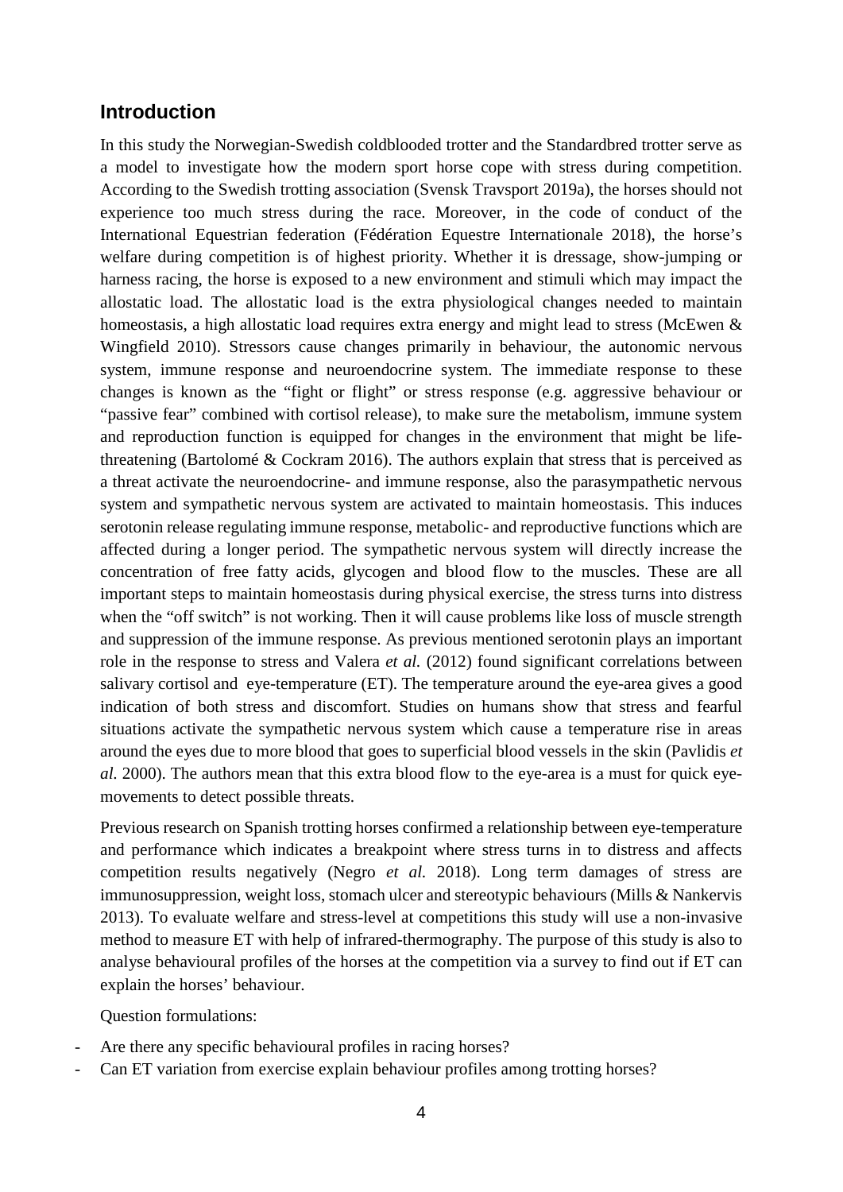## Introduction

In this study the Norwegian-Swedish coldblooded trotter and the Standardbred trotter serve as a model to investigate how the modern sport horse cope with stress during competition. According to the Swedish trotting association (Svensk Travsport 2019a), the horses should not experience too much stress during the race. Moreover, in the code of conduct of the International Equestrian federation (Fédération Equestre Internationale 2018), the horse's welfare during competition is of highest priority. Whether it is dressage, show-jumping or harness racing, the horse is exposed to a new environment and stimuli which may impact the allostatic load. The allostatic load is the extra physiological changes needed to maintain homeostasis, a high allostatic load requires extra energy and might lead to stress (McEwen & Wingfield 2010). Stressors cause changes primarily in behaviour, the autonomic nervous system, immune response and neuroendocrine system. The immediate response to these changes is known as the "fight or flight" or stress response (e.g. aggressive behaviour or "passive fear" combined with cortisol release), to make sure the metabolism, immune system and reproduction function is equipped for changes in the environment that might be life-threatening (Bartolomé & Cockram 2016). The authors explain that stress that is perceived as a threat activate the neuroendocrine- and immune response, also the parasympathetic nervous system and sympathetic nervous system are activated to maintain homeostasis. This induces serotonin release regulating immune response, metabolic- and reproductive functions which are affected during a longer period. The sympathetic nervous system will directly increase the concentration of free fatty acids, glycogen and blood flow to the muscles. These are all important steps to maintain homeostasis during physical exercise, the stress turns into distress when the "off switch" is not working. Then it will cause problems like loss of muscle strength and suppression of the immune response. As previous mentioned serotonin plays an important role in the response to stress and Valera *et al.* (2012) found significant correlations between salivary cortisol and eye-temperature (ET). The temperature around the eye-area gives a good indication of both stress and discomfort. Studies on humans show that stress and fearful situations activate the sympathetic nervous system which cause a temperature rise in areas around the eyes due to more blood that goes to superficial blood vessels in the skin (Pavlidis *et al.* 2000). The authors mean that this extra blood flow to the eye-area is a must for quick eye-movements to detect possible threats.

Previous research on Spanish trotting horses confirmed a relationship between eye-temperature and performance which indicates a breakpoint where stress turns in to distress and affects competition results negatively (Negro *et al.* 2018). Long term damages of stress are immunosuppression, weight loss, stomach ulcer and stereotypic behaviours (Mills & Nankervis 2013). To evaluate welfare and stress-level at competitions this study will use a non-invasive method to measure ET with help of infrared-thermography. The purpose of this study is also to analyse behavioural profiles of the horses at the competition via a survey to find out if ET can explain the horses' behaviour.

Question formulations:

- Are there any specific behavioural profiles in racing horses?
- Can ET variation from exercise explain behaviour profiles among trotting horses?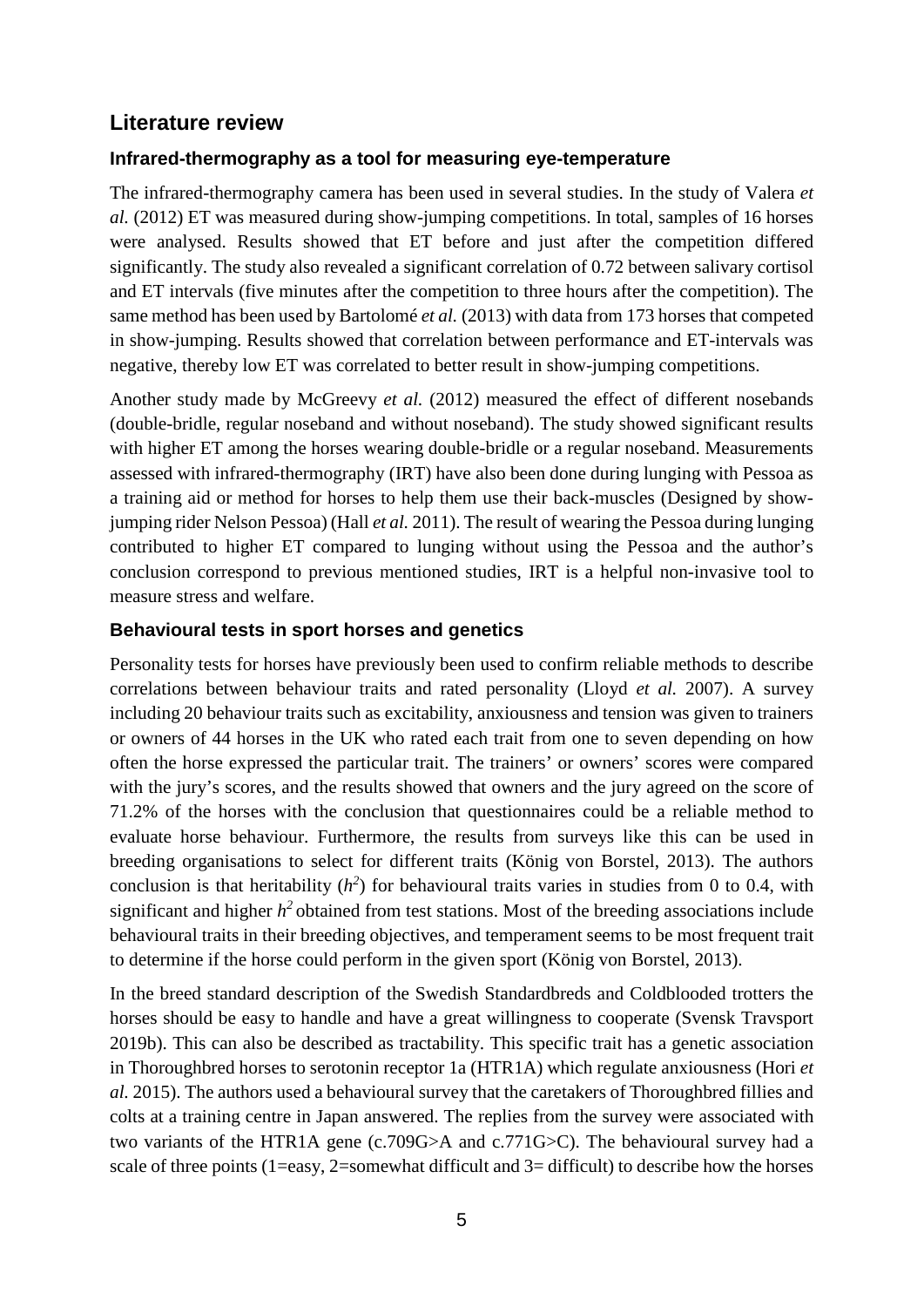## Literature review

### Infrared-thermography as a tool for measuring eye-temperature

The infrared-thermography camera has been used in several studies. In the study of Valera *et al.* (2012) ET was measured during show-jumping competitions. In total, samples of 16 horses were analysed. Results showed that ET before and just after the competition differed significantly. The study also revealed a significant correlation of 0.72 between salivary cortisol and ET intervals (five minutes after the competition to three hours after the competition). The same method has been used by Bartolomé *et al.* (2013) with data from 173 horses that competed in show-jumping. Results showed that correlation between performance and ET-intervals was negative, thereby low ET was correlated to better result in show-jumping competitions.

Another study made by McGreevy *et al.* (2012) measured the effect of different nosebands (double-bridle, regular noseband and without noseband). The study showed significant results with higher ET among the horses wearing double-bridle or a regular noseband. Measurements assessed with infrared-thermography (IRT) have also been done during lunging with Pessoa as a training aid or method for horses to help them use their back-muscles (Designed by show-jumping rider Nelson Pessoa) (Hall *et al.* 2011). The result of wearing the Pessoa during lunging contributed to higher ET compared to lunging without using the Pessoa and the author's conclusion correspond to previous mentioned studies, IRT is a helpful non-invasive tool to measure stress and welfare.

### Behavioural tests in sport horses and genetics

Personality tests for horses have previously been used to confirm reliable methods to describe correlations between behaviour traits and rated personality (Lloyd *et al.* 2007). A survey including 20 behaviour traits such as excitability, anxiousness and tension was given to trainers or owners of 44 horses in the UK who rated each trait from one to seven depending on how often the horse expressed the particular trait. The trainers' or owners' scores were compared with the jury's scores, and the results showed that owners and the jury agreed on the score of 71.2% of the horses with the conclusion that questionnaires could be a reliable method to evaluate horse behaviour. Furthermore, the results from surveys like this can be used in breeding organisations to select for different traits (König von Borstel, 2013). The authors conclusion is that heritability ($h^2$) for behavioural traits varies in studies from 0 to 0.4, with significant and higher $h^2$ obtained from test stations. Most of the breeding associations include behavioural traits in their breeding objectives, and temperament seems to be most frequent trait to determine if the horse could perform in the given sport (König von Borstel, 2013).

In the breed standard description of the Swedish Standardbreds and Coldblooded trotters the horses should be easy to handle and have a great willingness to cooperate (Svensk Travsport 2019b). This can also be described as tractability. This specific trait has a genetic association in Thoroughbred horses to serotonin receptor 1a (HTR1A) which regulate anxiousness (Hori *et al.* 2015). The authors used a behavioural survey that the caretakers of Thoroughbred fillies and colts at a training centre in Japan answered. The replies from the survey were associated with two variants of the HTR1A gene (c.709G>A and c.771G>C). The behavioural survey had a scale of three points (1=easy, 2=somewhat difficult and 3= difficult) to describe how the horses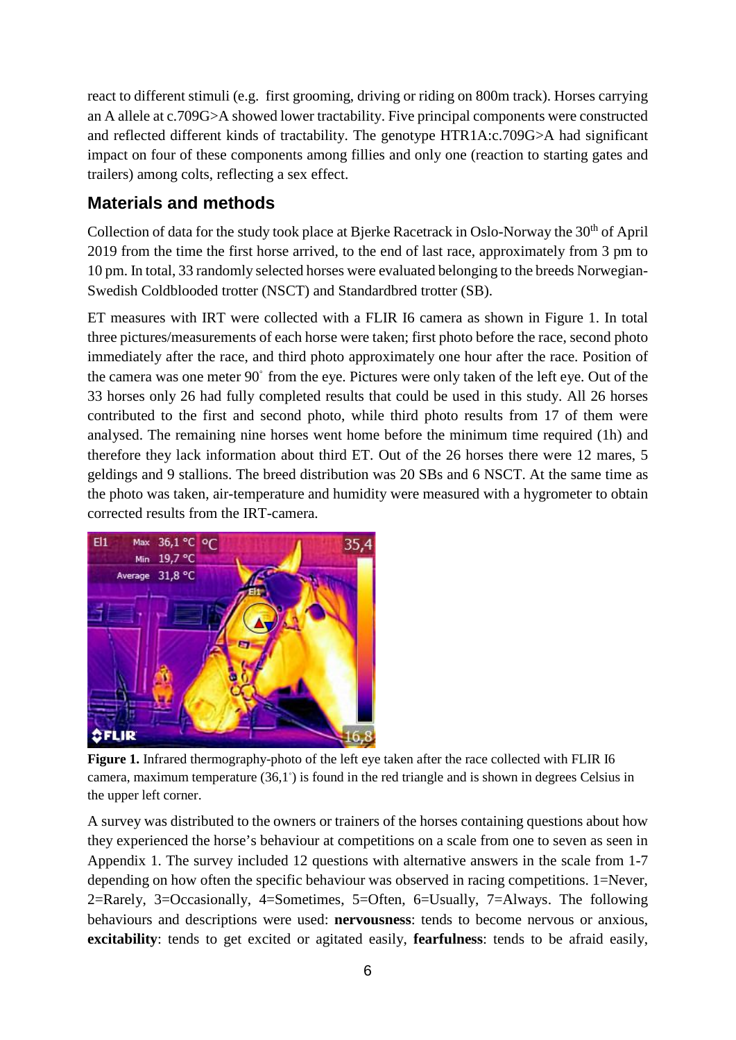react to different stimuli (e.g. first grooming, driving or riding on 800m track). Horses carrying an A allele at c.709G>A showed lower tractability. Five principal components were constructed and reflected different kinds of tractability. The genotype HTR1A:c.709G>A had significant impact on four of these components among fillies and only one (reaction to starting gates and trailers) among colts, reflecting a sex effect.

## Materials and methods

Collection of data for the study took place at Bjerke Racetrack in Oslo-Norway the 30th of April 2019 from the time the first horse arrived, to the end of last race, approximately from 3 pm to 10 pm. In total, 33 randomly selected horses were evaluated belonging to the breeds Norwegian-Swedish Coldblooded trotter (NSCT) and Standardbred trotter (SB).

ET measures with IRT were collected with a FLIR I6 camera as shown in Figure 1. In total three pictures/measurements of each horse were taken; first photo before the race, second photo immediately after the race, and third photo approximately one hour after the race. Position of the camera was one meter 90° from the eye. Pictures were only taken of the left eye. Out of the 33 horses only 26 had fully completed results that could be used in this study. All 26 horses contributed to the first and second photo, while third photo results from 17 of them were analysed. The remaining nine horses went home before the minimum time required (1h) and therefore they lack information about third ET. Out of the 26 horses there were 12 mares, 5 geldings and 9 stallions. The breed distribution was 20 SBs and 6 NSCT. At the same time as the photo was taken, air-temperature and humidity were measured with a hygrometer to obtain corrected results from the IRT-camera.

**Figure 1.** Infrared thermography-photo of the left eye taken after the race collected with FLIR I6 camera, maximum temperature (36,1°) is found in the red triangle and is shown in degrees Celsius in the upper left corner.

A survey was distributed to the owners or trainers of the horses containing questions about how they experienced the horse's behaviour at competitions on a scale from one to seven as seen in Appendix 1. The survey included 12 questions with alternative answers in the scale from 1-7 depending on how often the specific behaviour was observed in racing competitions. 1=Never, 2=Rarely, 3=Occasionally, 4=Sometimes, 5=Often, 6=Usually, 7=Always. The following behaviours and descriptions were used: **nervousness**: tends to become nervous or anxious, **excitability**: tends to get excited or agitated easily, **fearfulness**: tends to be afraid easily,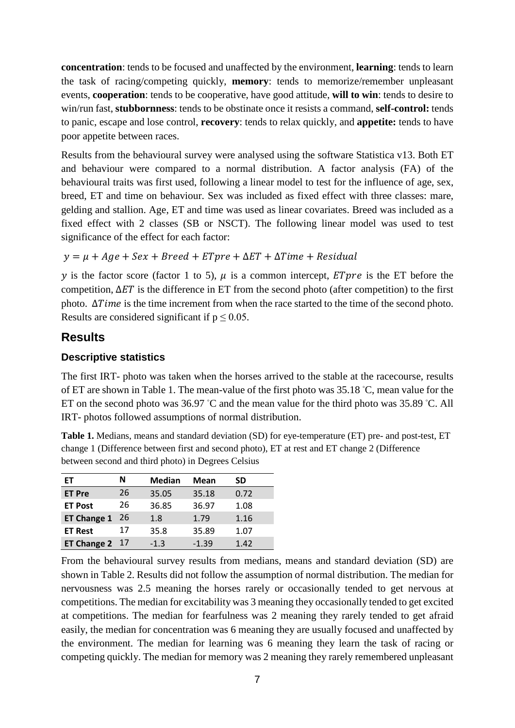**concentration**: tends to be focused and unaffected by the environment, **learning**: tends to learn the task of racing/competing quickly, **memory**: tends to memorize/remember unpleasant events, **cooperation**: tends to be cooperative, have good attitude, **will to win**: tends to desire to win/run fast, **stubbornness**: tends to be obstinate once it resists a command, **self-control:** tends to panic, escape and lose control, **recovery**: tends to relax quickly, and **appetite:** tends to have poor appetite between races.

Results from the behavioural survey were analysed using the software Statistica v13. Both ET and behaviour were compared to a normal distribution. A factor analysis (FA) of the behavioural traits was first used, following a linear model to test for the influence of age, sex, breed, ET and time on behaviour. Sex was included as fixed effect with three classes: mare, gelding and stallion. Age, ET and time was used as linear covariates. Breed was included as a fixed effect with 2 classes (SB or NSCT). The following linear model was used to test significance of the effect for each factor:

$$y = \mu + Age + Sex + Breed + ETpre + \Delta ET + \Delta Time + Residual$$

$y$ is the factor score (factor 1 to 5), $\mu$ is a common intercept, $ETpre$ is the ET before the competition, $\Delta ET$ is the difference in ET from the second photo (after competition) to the first photo. $\Delta Time$ is the time increment from when the race started to the time of the second photo. Results are considered significant if $p \leq 0.05$.

## Results

### Descriptive statistics

The first IRT- photo was taken when the horses arrived to the stable at the racecourse, results of ET are shown in Table 1. The mean-value of the first photo was 35.18 ˚C, mean value for the ET on the second photo was 36.97 ˚C and the mean value for the third photo was 35.89 ˚C. All IRT- photos followed assumptions of normal distribution.

**Table 1.** Medians, means and standard deviation (SD) for eye-temperature (ET) pre- and post-test, ET change 1 (Difference between first and second photo), ET at rest and ET change 2 (Difference between second and third photo) in Degrees Celsius

| ET | N | Median | Mean | SD |
|---|---|---|---|---|
| **ET Pre** | 26 | 35.05 | 35.18 | 0.72 |
| **ET Post** | 26 | 36.85 | 36.97 | 1.08 |
| **ET Change 1** | 26 | 1.8 | 1.79 | 1.16 |
| **ET Rest** | 17 | 35.8 | 35.89 | 1.07 |
| **ET Change 2** | 17 | -1.3 | -1.39 | 1.42 |

From the behavioural survey results from medians, means and standard deviation (SD) are shown in Table 2. Results did not follow the assumption of normal distribution. The median for nervousness was 2.5 meaning the horses rarely or occasionally tended to get nervous at competitions. The median for excitability was 3 meaning they occasionally tended to get excited at competitions. The median for fearfulness was 2 meaning they rarely tended to get afraid easily, the median for concentration was 6 meaning they are usually focused and unaffected by the environment. The median for learning was 6 meaning they learn the task of racing or competing quickly. The median for memory was 2 meaning they rarely remembered unpleasant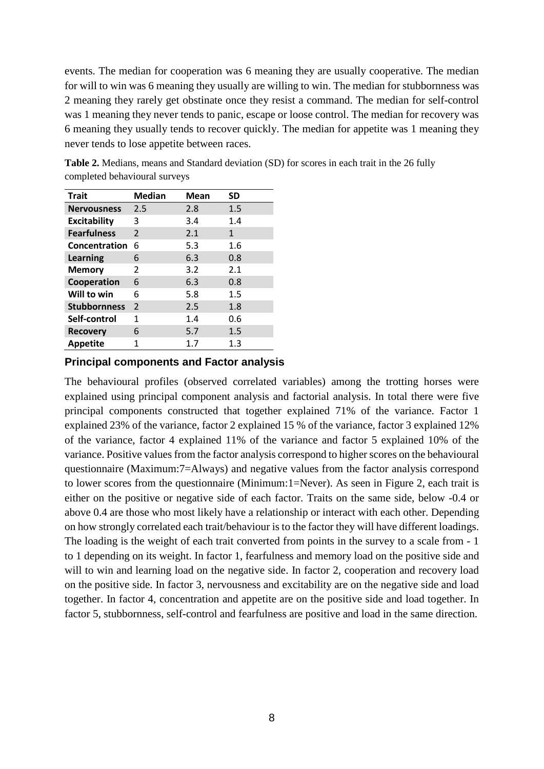events. The median for cooperation was 6 meaning they are usually cooperative. The median for will to win was 6 meaning they usually are willing to win. The median for stubbornness was 2 meaning they rarely get obstinate once they resist a command. The median for self-control was 1 meaning they never tends to panic, escape or loose control. The median for recovery was 6 meaning they usually tends to recover quickly. The median for appetite was 1 meaning they never tends to lose appetite between races.

**Table 2.** Medians, means and Standard deviation (SD) for scores in each trait in the 26 fully completed behavioural surveys

| Trait | Median | Mean | SD |
|---|---|---|---|
| **Nervousness** | 2.5 | 2.8 | 1.5 |
| **Excitability** | 3 | 3.4 | 1.4 |
| **Fearfulness** | 2 | 2.1 | 1 |
| **Concentration** | 6 | 5.3 | 1.6 |
| **Learning** | 6 | 6.3 | 0.8 |
| **Memory** | 2 | 3.2 | 2.1 |
| **Cooperation** | 6 | 6.3 | 0.8 |
| **Will to win** | 6 | 5.8 | 1.5 |
| **Stubbornness** | 2 | 2.5 | 1.8 |
| **Self-control** | 1 | 1.4 | 0.6 |
| **Recovery** | 6 | 5.7 | 1.5 |
| **Appetite** | 1 | 1.7 | 1.3 |

### Principal components and Factor analysis

The behavioural profiles (observed correlated variables) among the trotting horses were explained using principal component analysis and factorial analysis. In total there were five principal components constructed that together explained 71% of the variance. Factor 1 explained 23% of the variance, factor 2 explained 15 % of the variance, factor 3 explained 12% of the variance, factor 4 explained 11% of the variance and factor 5 explained 10% of the variance. Positive values from the factor analysis correspond to higher scores on the behavioural questionnaire (Maximum:7=Always) and negative values from the factor analysis correspond to lower scores from the questionnaire (Minimum:1=Never). As seen in Figure 2, each trait is either on the positive or negative side of each factor. Traits on the same side, below -0.4 or above 0.4 are those who most likely have a relationship or interact with each other. Depending on how strongly correlated each trait/behaviour is to the factor they will have different loadings. The loading is the weight of each trait converted from points in the survey to a scale from - 1 to 1 depending on its weight. In factor 1, fearfulness and memory load on the positive side and will to win and learning load on the negative side. In factor 2, cooperation and recovery load on the positive side. In factor 3, nervousness and excitability are on the negative side and load together. In factor 4, concentration and appetite are on the positive side and load together. In factor 5, stubbornness, self-control and fearfulness are positive and load in the same direction.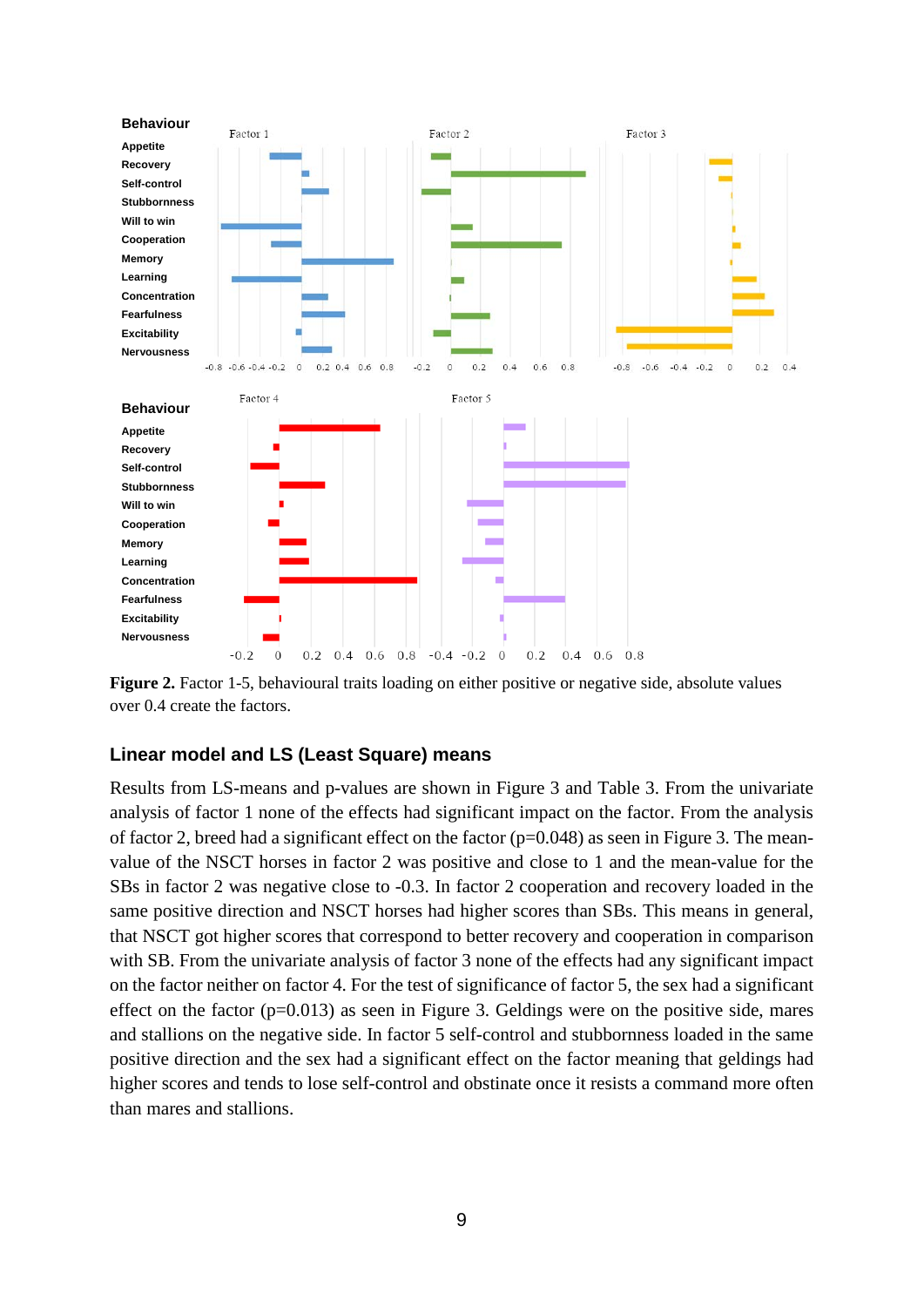**Figure 2.** Factor 1-5, behavioural traits loading on either positive or negative side, absolute values over 0.4 create the factors.

### Linear model and LS (Least Square) means

Results from LS-means and p-values are shown in Figure 3 and Table 3. From the univariate analysis of factor 1 none of the effects had significant impact on the factor. From the analysis of factor 2, breed had a significant effect on the factor (p=0.048) as seen in Figure 3. The mean-value of the NSCT horses in factor 2 was positive and close to 1 and the mean-value for the SBs in factor 2 was negative close to -0.3. In factor 2 cooperation and recovery loaded in the same positive direction and NSCT horses had higher scores than SBs. This means in general, that NSCT got higher scores that correspond to better recovery and cooperation in comparison with SB. From the univariate analysis of factor 3 none of the effects had any significant impact on the factor neither on factor 4. For the test of significance of factor 5, the sex had a significant effect on the factor (p=0.013) as seen in Figure 3. Geldings were on the positive side, mares and stallions on the negative side. In factor 5 self-control and stubbornness loaded in the same positive direction and the sex had a significant effect on the factor meaning that geldings had higher scores and tends to lose self-control and obstinate once it resists a command more often than mares and stallions.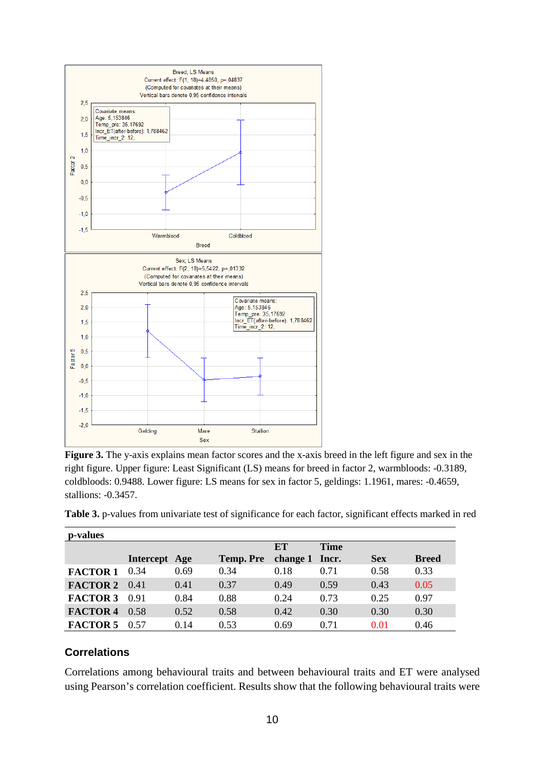**Figure 3.** The y-axis explains mean factor scores and the x-axis breed in the left figure and sex in the right figure. Upper figure: Least Significant (LS) means for breed in factor 2, warmbloods: -0.3189, coldbloods: 0.9488. Lower figure: LS means for sex in factor 5, geldings: 1.1961, mares: -0.4659, stallions: -0.3457.

**Table 3.** p-values from univariate test of significance for each factor, significant effects marked in red

| p-values | | | | | | | |
|---|---|---|---|---|---|---|---|
| | **Intercept** | **Age** | **Temp. Pre** | **ET change 1** | **Time Incr.** | **Sex** | **Breed** |
| **FACTOR 1** | 0.34 | 0.69 | 0.34 | 0.18 | 0.71 | 0.58 | 0.33 |
| **FACTOR 2** | 0.41 | 0.41 | 0.37 | 0.49 | 0.59 | 0.43 | 0.05 |
| **FACTOR 3** | 0.91 | 0.84 | 0.88 | 0.24 | 0.73 | 0.25 | 0.97 |
| **FACTOR 4** | 0.58 | 0.52 | 0.58 | 0.42 | 0.30 | 0.30 | 0.30 |
| **FACTOR 5** | 0.57 | 0.14 | 0.53 | 0.69 | 0.71 | 0.01 | 0.46 |

## Correlations

Correlations among behavioural traits and between behavioural traits and ET were analysed using Pearson's correlation coefficient. Results show that the following behavioural traits were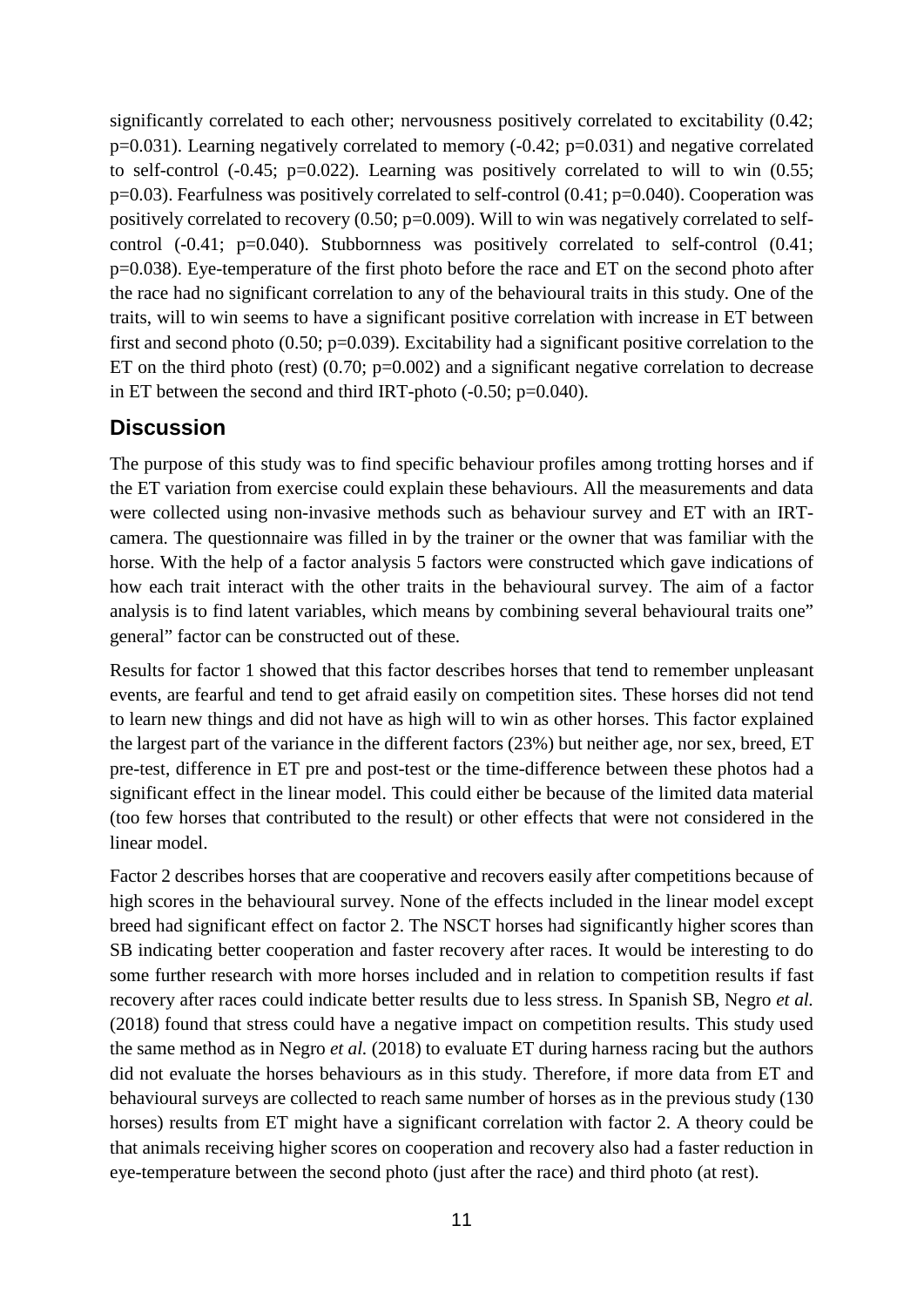significantly correlated to each other; nervousness positively correlated to excitability (0.42; $p=0.031$). Learning negatively correlated to memory (-0.42; $p=0.031$) and negative correlated to self-control (-0.45; $p=0.022$). Learning was positively correlated to will to win (0.55; $p=0.03$). Fearfulness was positively correlated to self-control (0.41; $p=0.040$). Cooperation was positively correlated to recovery (0.50; $p=0.009$). Will to win was negatively correlated to self-control (-0.41; $p=0.040$). Stubbornness was positively correlated to self-control (0.41; $p=0.038$). Eye-temperature of the first photo before the race and ET on the second photo after the race had no significant correlation to any of the behavioural traits in this study. One of the traits, will to win seems to have a significant positive correlation with increase in ET between first and second photo (0.50; $p=0.039$). Excitability had a significant positive correlation to the ET on the third photo (rest) (0.70; $p=0.002$) and a significant negative correlation to decrease in ET between the second and third IRT-photo (-0.50; $p=0.040$).

## Discussion

The purpose of this study was to find specific behaviour profiles among trotting horses and if the ET variation from exercise could explain these behaviours. All the measurements and data were collected using non-invasive methods such as behaviour survey and ET with an IRT-camera. The questionnaire was filled in by the trainer or the owner that was familiar with the horse. With the help of a factor analysis 5 factors were constructed which gave indications of how each trait interact with the other traits in the behavioural survey. The aim of a factor analysis is to find latent variables, which means by combining several behavioural traits one" general" factor can be constructed out of these.

Results for factor 1 showed that this factor describes horses that tend to remember unpleasant events, are fearful and tend to get afraid easily on competition sites. These horses did not tend to learn new things and did not have as high will to win as other horses. This factor explained the largest part of the variance in the different factors (23%) but neither age, nor sex, breed, ET pre-test, difference in ET pre and post-test or the time-difference between these photos had a significant effect in the linear model. This could either be because of the limited data material (too few horses that contributed to the result) or other effects that were not considered in the linear model.

Factor 2 describes horses that are cooperative and recovers easily after competitions because of high scores in the behavioural survey. None of the effects included in the linear model except breed had significant effect on factor 2. The NSCT horses had significantly higher scores than SB indicating better cooperation and faster recovery after races. It would be interesting to do some further research with more horses included and in relation to competition results if fast recovery after races could indicate better results due to less stress. In Spanish SB, Negro *et al.* (2018) found that stress could have a negative impact on competition results. This study used the same method as in Negro *et al.* (2018) to evaluate ET during harness racing but the authors did not evaluate the horses behaviours as in this study. Therefore, if more data from ET and behavioural surveys are collected to reach same number of horses as in the previous study (130 horses) results from ET might have a significant correlation with factor 2. A theory could be that animals receiving higher scores on cooperation and recovery also had a faster reduction in eye-temperature between the second photo (just after the race) and third photo (at rest).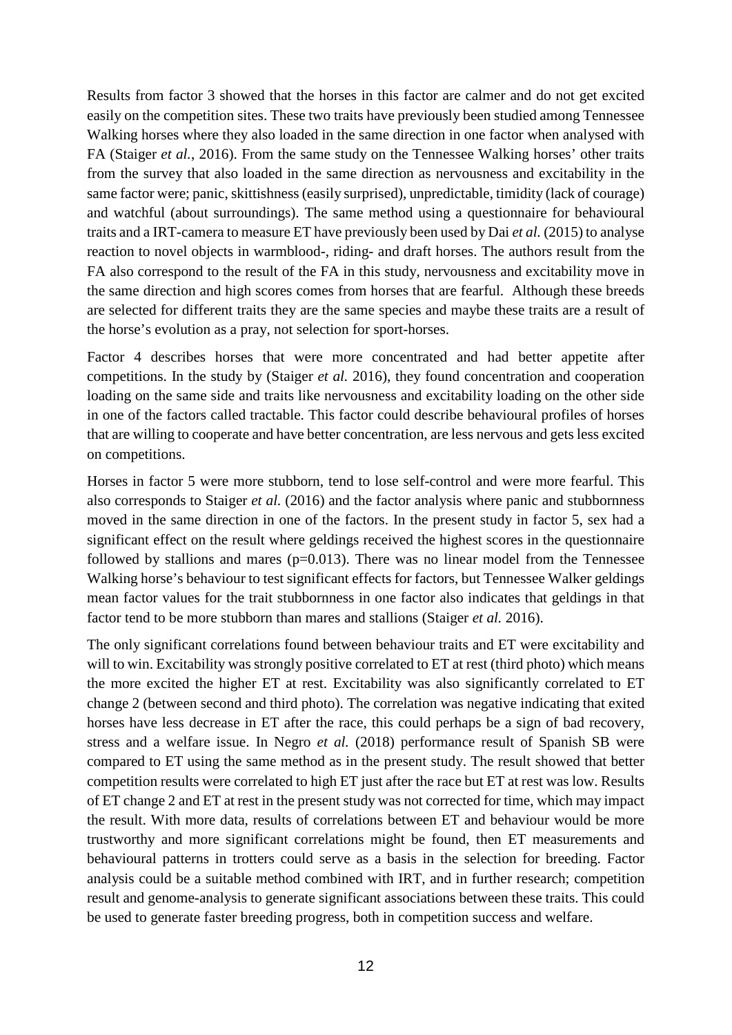Results from factor 3 showed that the horses in this factor are calmer and do not get excited easily on the competition sites. These two traits have previously been studied among Tennessee Walking horses where they also loaded in the same direction in one factor when analysed with FA (Staiger *et al.*, 2016). From the same study on the Tennessee Walking horses' other traits from the survey that also loaded in the same direction as nervousness and excitability in the same factor were; panic, skittishness (easily surprised), unpredictable, timidity (lack of courage) and watchful (about surroundings). The same method using a questionnaire for behavioural traits and a IRT-camera to measure ET have previously been used by Dai *et al.* (2015) to analyse reaction to novel objects in warmblood-, riding- and draft horses. The authors result from the FA also correspond to the result of the FA in this study, nervousness and excitability move in the same direction and high scores comes from horses that are fearful. Although these breeds are selected for different traits they are the same species and maybe these traits are a result of the horse's evolution as a pray, not selection for sport-horses.

Factor 4 describes horses that were more concentrated and had better appetite after competitions. In the study by (Staiger *et al.* 2016), they found concentration and cooperation loading on the same side and traits like nervousness and excitability loading on the other side in one of the factors called tractable. This factor could describe behavioural profiles of horses that are willing to cooperate and have better concentration, are less nervous and gets less excited on competitions.

Horses in factor 5 were more stubborn, tend to lose self-control and were more fearful. This also corresponds to Staiger *et al.* (2016) and the factor analysis where panic and stubbornness moved in the same direction in one of the factors. In the present study in factor 5, sex had a significant effect on the result where geldings received the highest scores in the questionnaire followed by stallions and mares ($p=0.013$). There was no linear model from the Tennessee Walking horse's behaviour to test significant effects for factors, but Tennessee Walker geldings mean factor values for the trait stubbornness in one factor also indicates that geldings in that factor tend to be more stubborn than mares and stallions (Staiger *et al.* 2016).

The only significant correlations found between behaviour traits and ET were excitability and will to win. Excitability was strongly positive correlated to ET at rest (third photo) which means the more excited the higher ET at rest. Excitability was also significantly correlated to ET change 2 (between second and third photo). The correlation was negative indicating that exited horses have less decrease in ET after the race, this could perhaps be a sign of bad recovery, stress and a welfare issue. In Negro *et al.* (2018) performance result of Spanish SB were compared to ET using the same method as in the present study. The result showed that better competition results were correlated to high ET just after the race but ET at rest was low. Results of ET change 2 and ET at rest in the present study was not corrected for time, which may impact the result. With more data, results of correlations between ET and behaviour would be more trustworthy and more significant correlations might be found, then ET measurements and behavioural patterns in trotters could serve as a basis in the selection for breeding. Factor analysis could be a suitable method combined with IRT, and in further research; competition result and genome-analysis to generate significant associations between these traits. This could be used to generate faster breeding progress, both in competition success and welfare.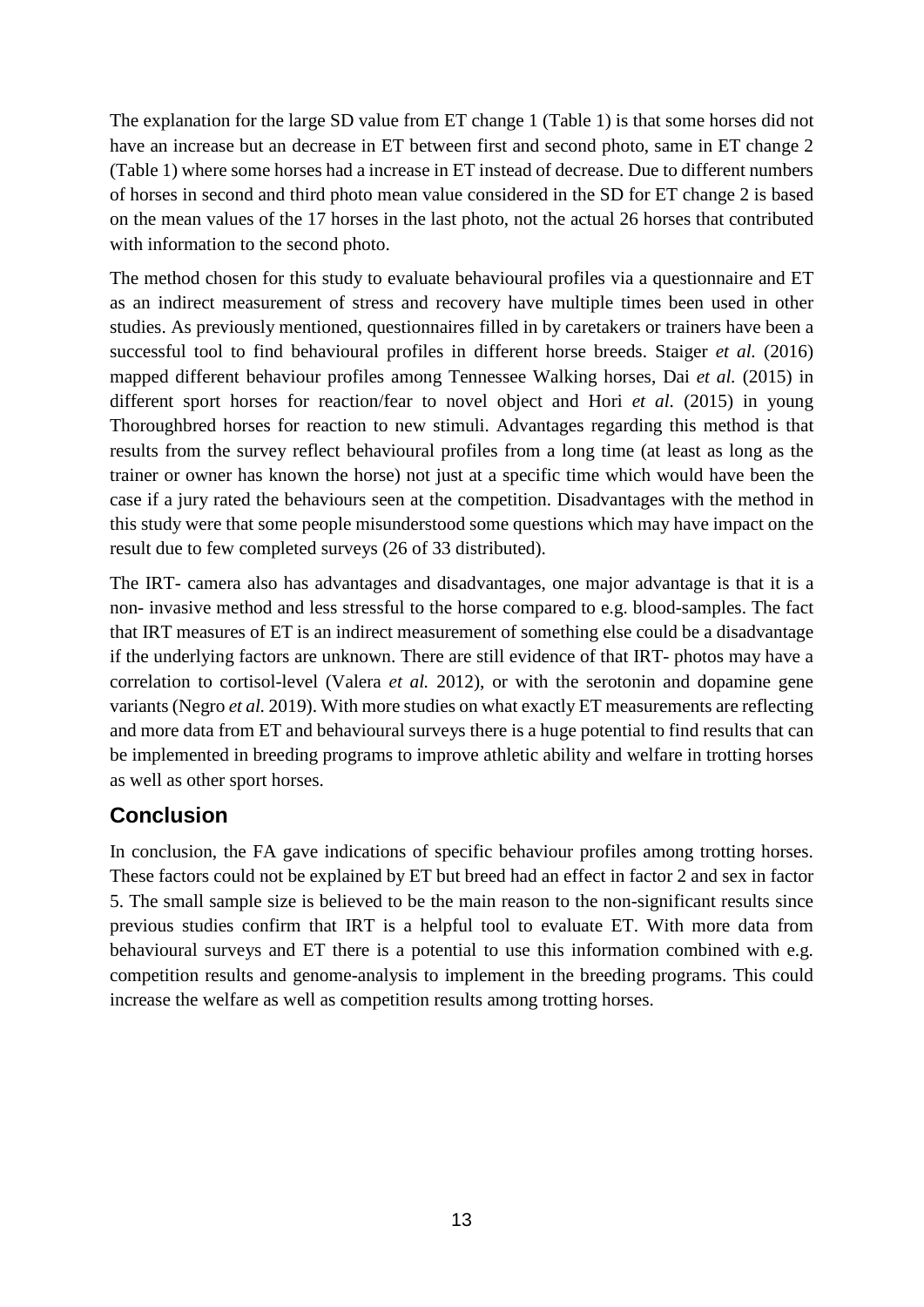The explanation for the large SD value from ET change 1 (Table 1) is that some horses did not have an increase but an decrease in ET between first and second photo, same in ET change 2 (Table 1) where some horses had a increase in ET instead of decrease. Due to different numbers of horses in second and third photo mean value considered in the SD for ET change 2 is based on the mean values of the 17 horses in the last photo, not the actual 26 horses that contributed with information to the second photo.

The method chosen for this study to evaluate behavioural profiles via a questionnaire and ET as an indirect measurement of stress and recovery have multiple times been used in other studies. As previously mentioned, questionnaires filled in by caretakers or trainers have been a successful tool to find behavioural profiles in different horse breeds. Staiger *et al.* (2016) mapped different behaviour profiles among Tennessee Walking horses, Dai *et al.* (2015) in different sport horses for reaction/fear to novel object and Hori *et al*. (2015) in young Thoroughbred horses for reaction to new stimuli. Advantages regarding this method is that results from the survey reflect behavioural profiles from a long time (at least as long as the trainer or owner has known the horse) not just at a specific time which would have been the case if a jury rated the behaviours seen at the competition. Disadvantages with the method in this study were that some people misunderstood some questions which may have impact on the result due to few completed surveys (26 of 33 distributed).

The IRT- camera also has advantages and disadvantages, one major advantage is that it is a non- invasive method and less stressful to the horse compared to e.g. blood-samples. The fact that IRT measures of ET is an indirect measurement of something else could be a disadvantage if the underlying factors are unknown. There are still evidence of that IRT- photos may have a correlation to cortisol-level (Valera *et al.* 2012), or with the serotonin and dopamine gene variants (Negro *et al.* 2019). With more studies on what exactly ET measurements are reflecting and more data from ET and behavioural surveys there is a huge potential to find results that can be implemented in breeding programs to improve athletic ability and welfare in trotting horses as well as other sport horses.

## Conclusion

In conclusion, the FA gave indications of specific behaviour profiles among trotting horses. These factors could not be explained by ET but breed had an effect in factor 2 and sex in factor 5. The small sample size is believed to be the main reason to the non-significant results since previous studies confirm that IRT is a helpful tool to evaluate ET. With more data from behavioural surveys and ET there is a potential to use this information combined with e.g. competition results and genome-analysis to implement in the breeding programs. This could increase the welfare as well as competition results among trotting horses.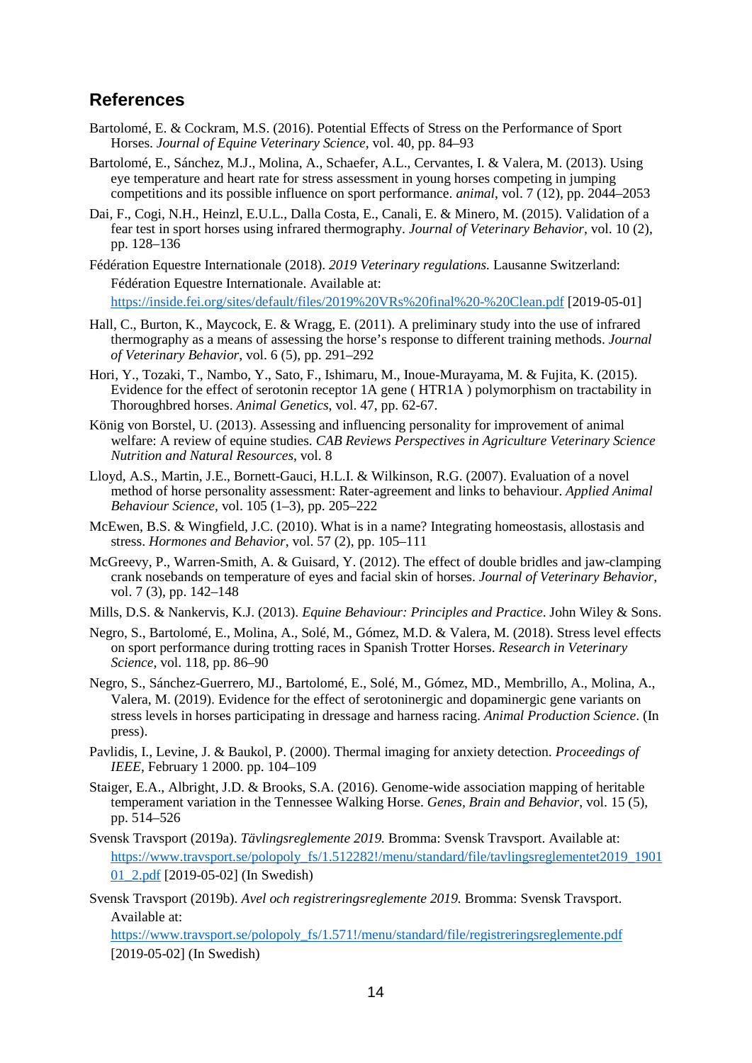## References

Bartolomé, E. & Cockram, M.S. (2016). Potential Effects of Stress on the Performance of Sport Horses. *Journal of Equine Veterinary Science*, vol. 40, pp. 84–93

Bartolomé, E., Sánchez, M.J., Molina, A., Schaefer, A.L., Cervantes, I. & Valera, M. (2013). Using eye temperature and heart rate for stress assessment in young horses competing in jumping competitions and its possible influence on sport performance. *animal*, vol. 7 (12), pp. 2044–2053

Dai, F., Cogi, N.H., Heinzl, E.U.L., Dalla Costa, E., Canali, E. & Minero, M. (2015). Validation of a fear test in sport horses using infrared thermography. *Journal of Veterinary Behavior*, vol. 10 (2), pp. 128–136

Fédération Equestre Internationale (2018). *2019 Veterinary regulations.* Lausanne Switzerland: Fédération Equestre Internationale. Available at: https://inside.fei.org/sites/default/files/2019%20VRs%20final%20-%20Clean.pdf [2019-05-01]

Hall, C., Burton, K., Maycock, E. & Wragg, E. (2011). A preliminary study into the use of infrared thermography as a means of assessing the horse's response to different training methods. *Journal of Veterinary Behavior*, vol. 6 (5), pp. 291–292

Hori, Y., Tozaki, T., Nambo, Y., Sato, F., Ishimaru, M., Inoue-Murayama, M. & Fujita, K. (2015). Evidence for the effect of serotonin receptor 1A gene ( HTR1A ) polymorphism on tractability in Thoroughbred horses. *Animal Genetics*, vol. 47, pp. 62-67.

König von Borstel, U. (2013). Assessing and influencing personality for improvement of animal welfare: A review of equine studies. *CAB Reviews Perspectives in Agriculture Veterinary Science Nutrition and Natural Resources*, vol. 8

Lloyd, A.S., Martin, J.E., Bornett-Gauci, H.L.I. & Wilkinson, R.G. (2007). Evaluation of a novel method of horse personality assessment: Rater-agreement and links to behaviour. *Applied Animal Behaviour Science*, vol. 105 (1–3), pp. 205–222

McEwen, B.S. & Wingfield, J.C. (2010). What is in a name? Integrating homeostasis, allostasis and stress. *Hormones and Behavior*, vol. 57 (2), pp. 105–111

McGreevy, P., Warren-Smith, A. & Guisard, Y. (2012). The effect of double bridles and jaw-clamping crank nosebands on temperature of eyes and facial skin of horses. *Journal of Veterinary Behavior*, vol. 7 (3), pp. 142–148

Mills, D.S. & Nankervis, K.J. (2013). *Equine Behaviour: Principles and Practice*. John Wiley & Sons.

Negro, S., Bartolomé, E., Molina, A., Solé, M., Gómez, M.D. & Valera, M. (2018). Stress level effects on sport performance during trotting races in Spanish Trotter Horses. *Research in Veterinary Science*, vol. 118, pp. 86–90

Negro, S., Sánchez-Guerrero, MJ., Bartolomé, E., Solé, M., Gómez, MD., Membrillo, A., Molina, A., Valera, M. (2019). Evidence for the effect of serotoninergic and dopaminergic gene variants on stress levels in horses participating in dressage and harness racing. *Animal Production Science*. (In press).

Pavlidis, I., Levine, J. & Baukol, P. (2000). Thermal imaging for anxiety detection. *Proceedings of IEEE*, February 1 2000. pp. 104–109

Staiger, E.A., Albright, J.D. & Brooks, S.A. (2016). Genome-wide association mapping of heritable temperament variation in the Tennessee Walking Horse. *Genes, Brain and Behavior*, vol. 15 (5), pp. 514–526

Svensk Travsport (2019a). *Tävlingsreglemente 2019.* Bromma: Svensk Travsport. Available at: https://www.travsport.se/polopoly_fs/1.512282!/menu/standard/file/tavlingsreglementet2019_190101_2.pdf [2019-05-02] (In Swedish)

Svensk Travsport (2019b). *Avel och registreringsreglemente 2019.* Bromma: Svensk Travsport. Available at: https://www.travsport.se/polopoly_fs/1.571!/menu/standard/file/registreringsreglemente.pdf [2019-05-02] (In Swedish)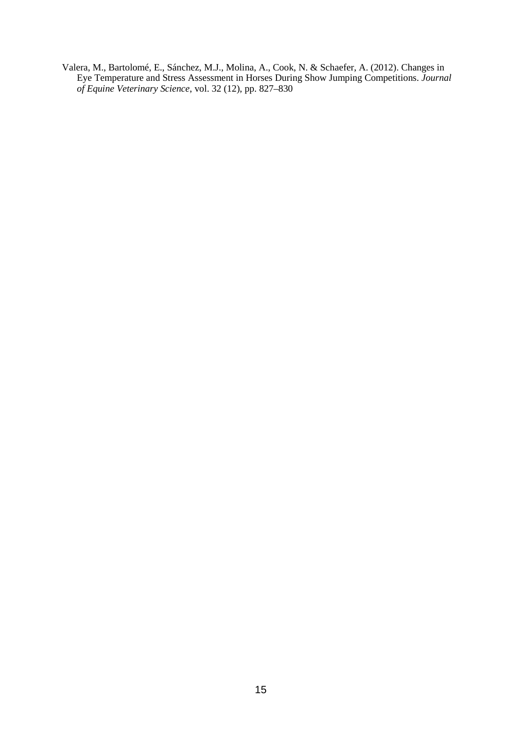Valera, M., Bartolomé, E., Sánchez, M.J., Molina, A., Cook, N. & Schaefer, A. (2012). Changes in Eye Temperature and Stress Assessment in Horses During Show Jumping Competitions. *Journal of Equine Veterinary Science*, vol. 32 (12), pp. 827–830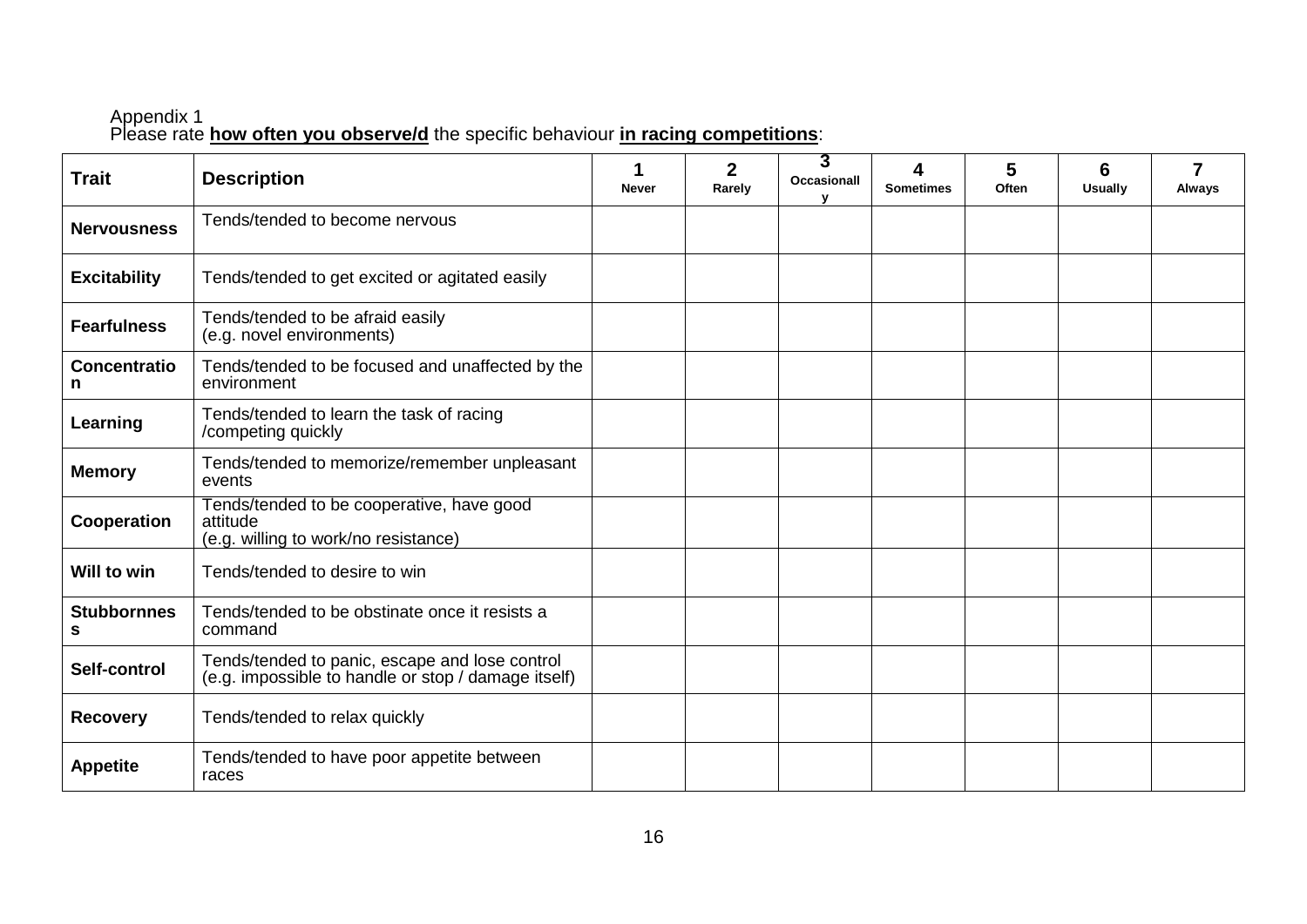Appendix 1
Please rate **<u>how often you observe/d</u>** the specific behaviour **<u>in racing competitions</u>**:

| Trait | Description | 1 Never | 2 Rarely | 3 Occasionally | 4 Sometimes | 5 Often | 6 Usually | 7 Always |
|---|---|---|---|---|---|---|---|---|
| **Nervousness** | Tends/tended to become nervous | | | | | | | |
| **Excitability** | Tends/tended to get excited or agitated easily | | | | | | | |
| **Fearfulness** | Tends/tended to be afraid easily (e.g. novel environments) | | | | | | | |
| **Concentration** | Tends/tended to be focused and unaffected by the environment | | | | | | | |
| **Learning** | Tends/tended to learn the task of racing /competing quickly | | | | | | | |
| **Memory** | Tends/tended to memorize/remember unpleasant events | | | | | | | |
| **Cooperation** | Tends/tended to be cooperative, have good attitude (e.g. willing to work/no resistance) | | | | | | | |
| **Will to win** | Tends/tended to desire to win | | | | | | | |
| **Stubbornness** | Tends/tended to be obstinate once it resists a command | | | | | | | |
| **Self-control** | Tends/tended to panic, escape and lose control (e.g. impossible to handle or stop / damage itself) | | | | | | | |
| **Recovery** | Tends/tended to relax quickly | | | | | | | |
| **Appetite** | Tends/tended to have poor appetite between races | | | | | | | |